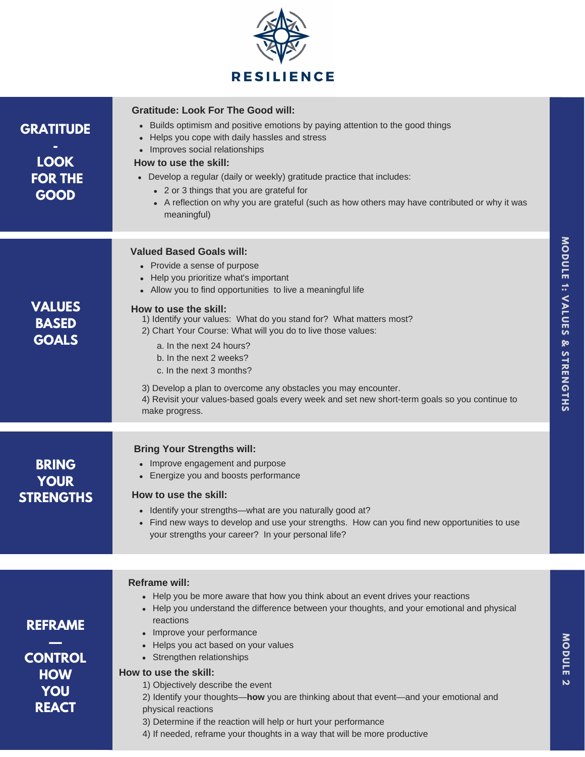# RESILIENCE

## MODULE 1: VALUES & STRENGTHS

### GRATITUDE - LOOK FOR THE GOOD

**Gratitude: Look For The Good will:**

- Builds optimism and positive emotions by paying attention to the good things
- Helps you cope with daily hassles and stress
- Improves social relationships

**How to use the skill:**

- Develop a regular (daily or weekly) gratitude practice that includes:
  - 2 or 3 things that you are grateful for
  - A reflection on why you are grateful (such as how others may have contributed or why it was meaningful)

### VALUES BASED GOALS

**Valued Based Goals will:**

- Provide a sense of purpose
- Help you prioritize what's important
- Allow you to find opportunities  to live a meaningful life

**How to use the skill:**

1) Identify your values:  What do you stand for?  What matters most?
2) Chart Your Course: What will you do to live those values:
   a. In the next 24 hours?
   b. In the next 2 weeks?
   c. In the next 3 months?
3) Develop a plan to overcome any obstacles you may encounter.
4) Revisit your values-based goals every week and set new short-term goals so you continue to make progress.

### BRING YOUR STRENGTHS

**Bring Your Strengths will:**

- Improve engagement and purpose
- Energize you and boosts performance

**How to use the skill:**

- Identify your strengths—what are you naturally good at?
- Find new ways to develop and use your strengths.  How can you find new opportunities to use your strengths your career?  In your personal life?

## MODULE 2

### REFRAME — CONTROL HOW YOU REACT

**Reframe will:**

- Help you be more aware that how you think about an event drives your reactions
- Help you understand the difference between your thoughts, and your emotional and physical reactions
- Improve your performance
- Helps you act based on your values
- Strengthen relationships

**How to use the skill:**

1) Objectively describe the event
2) Identify your thoughts—**how** you are thinking about that event—and your emotional and physical reactions
3) Determine if the reaction will help or hurt your performance
4) If needed, reframe your thoughts in a way that will be more productive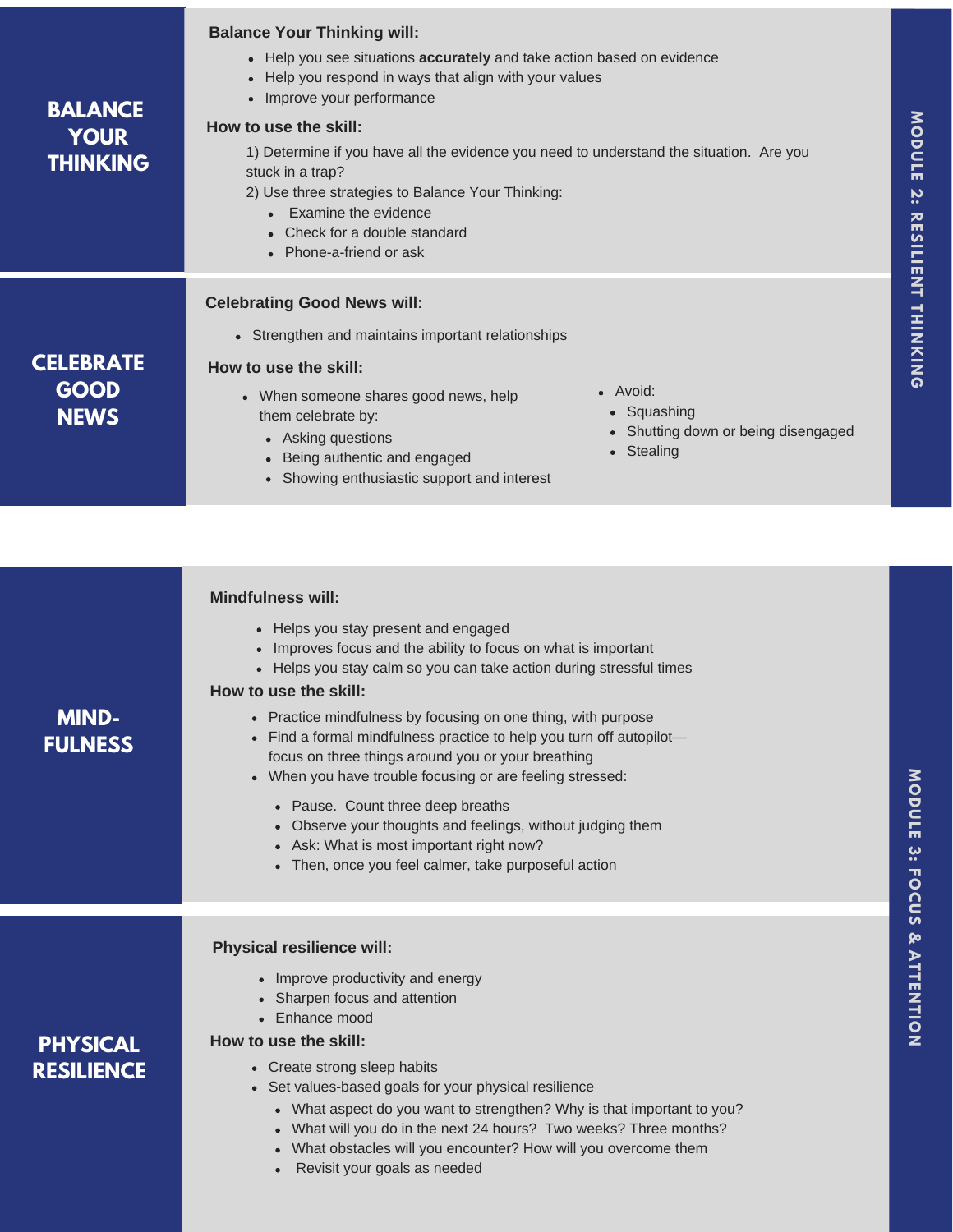## MODULE 2: RESILIENT THINKING

### BALANCE YOUR THINKING

**Balance Your Thinking will:**

- Help you see situations **accurately** and take action based on evidence
- Help you respond in ways that align with your values
- Improve your performance

**How to use the skill:**

1) Determine if you have all the evidence you need to understand the situation. Are you stuck in a trap?

2) Use three strategies to Balance Your Thinking:

- Examine the evidence
- Check for a double standard
- Phone-a-friend or ask

### CELEBRATE GOOD NEWS

**Celebrating Good News will:**

- Strengthen and maintains important relationships

**How to use the skill:**

- When someone shares good news, help them celebrate by:
  - Asking questions
  - Being authentic and engaged
  - Showing enthusiastic support and interest
- Avoid:
  - Squashing
  - Shutting down or being disengaged
  - Stealing

## MODULE 3: FOCUS & ATTENTION

### MIND-FULNESS

**Mindfulness will:**

- Helps you stay present and engaged
- Improves focus and the ability to focus on what is important
- Helps you stay calm so you can take action during stressful times

**How to use the skill:**

- Practice mindfulness by focusing on one thing, with purpose
- Find a formal mindfulness practice to help you turn off autopilot—focus on three things around you or your breathing
- When you have trouble focusing or are feeling stressed:
  - Pause. Count three deep breaths
  - Observe your thoughts and feelings, without judging them
  - Ask: What is most important right now?
  - Then, once you feel calmer, take purposeful action

### PHYSICAL RESILIENCE

**Physical resilience will:**

- Improve productivity and energy
- Sharpen focus and attention
- Enhance mood

**How to use the skill:**

- Create strong sleep habits
- Set values-based goals for your physical resilience
  - What aspect do you want to strengthen? Why is that important to you?
  - What will you do in the next 24 hours? Two weeks? Three months?
  - What obstacles will you encounter? How will you overcome them
  - Revisit your goals as needed